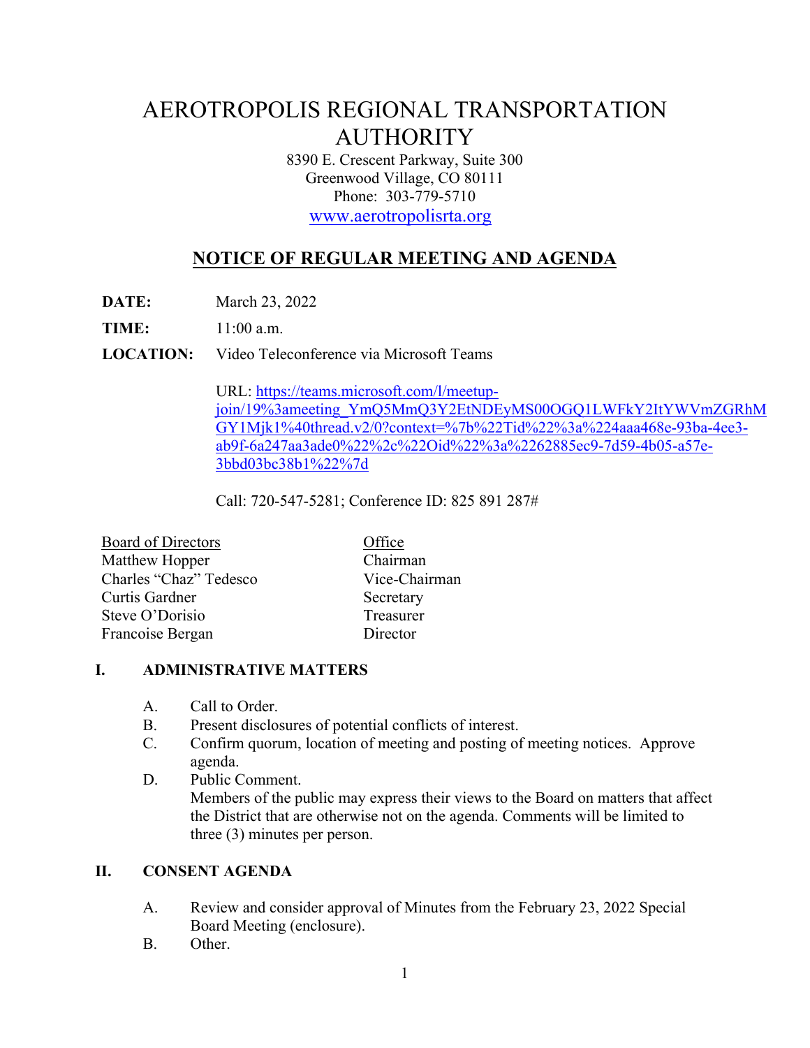# AEROTROPOLIS REGIONAL TRANSPORTATION AUTHORITY

8390 E. Crescent Parkway, Suite 300
Greenwood Village, CO 80111
Phone: 303-779-5710
www.aerotropolisrta.org

## NOTICE OF REGULAR MEETING AND AGENDA

**DATE:** March 23, 2022

**TIME:** 11:00 a.m.

**LOCATION:** Video Teleconference via Microsoft Teams

URL: https://teams.microsoft.com/l/meetup-join/19%3ameeting_YmQ5MmQ3Y2EtNDEyMS00OGQ1LWFkY2ItYWVmZGRhMGY1Mjk1%40thread.v2/0?context=%7b%22Tid%22%3a%224aaa468e-93ba-4ee3-ab9f-6a247aa3ade0%22%2c%22Oid%22%3a%2262885ec9-7d59-4b05-a57e-3bbd03bc38b1%22%7d

Call: 720-547-5281; Conference ID: 825 891 287#

| Board of Directors | Office |
|---|---|
| Matthew Hopper | Chairman |
| Charles "Chaz" Tedesco | Vice-Chairman |
| Curtis Gardner | Secretary |
| Steve O'Dorisio | Treasurer |
| Francoise Bergan | Director |

### I. ADMINISTRATIVE MATTERS

A. Call to Order.

B. Present disclosures of potential conflicts of interest.

C. Confirm quorum, location of meeting and posting of meeting notices. Approve agenda.

D. Public Comment.
Members of the public may express their views to the Board on matters that affect the District that are otherwise not on the agenda. Comments will be limited to three (3) minutes per person.

### II. CONSENT AGENDA

A. Review and consider approval of Minutes from the February 23, 2022 Special Board Meeting (enclosure).

B. Other.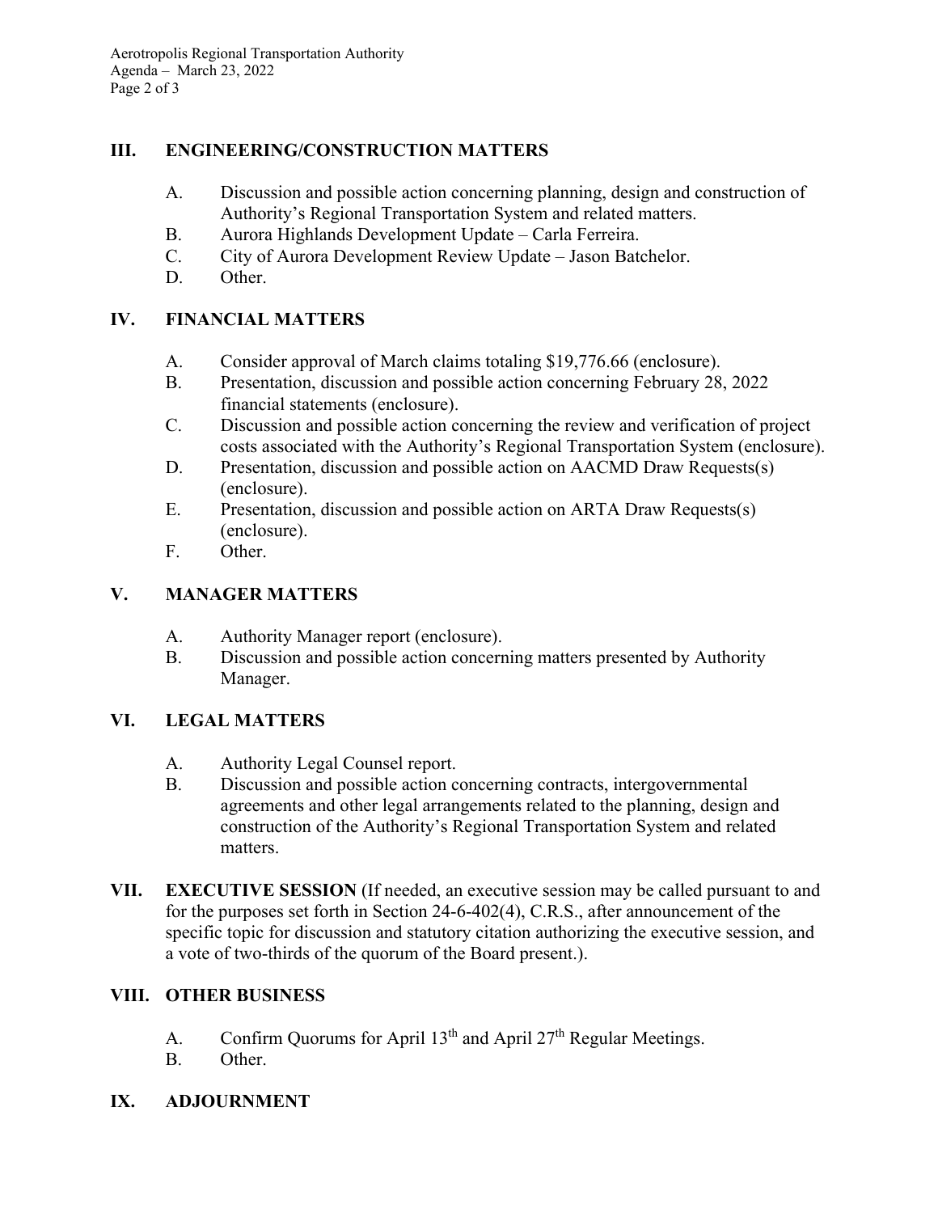## III. ENGINEERING/CONSTRUCTION MATTERS

A. Discussion and possible action concerning planning, design and construction of Authority's Regional Transportation System and related matters.
B. Aurora Highlands Development Update – Carla Ferreira.
C. City of Aurora Development Review Update – Jason Batchelor.
D. Other.

## IV. FINANCIAL MATTERS

A. Consider approval of March claims totaling $19,776.66 (enclosure).
B. Presentation, discussion and possible action concerning February 28, 2022 financial statements (enclosure).
C. Discussion and possible action concerning the review and verification of project costs associated with the Authority's Regional Transportation System (enclosure).
D. Presentation, discussion and possible action on AACMD Draw Requests(s) (enclosure).
E. Presentation, discussion and possible action on ARTA Draw Requests(s) (enclosure).
F. Other.

## V. MANAGER MATTERS

A. Authority Manager report (enclosure).
B. Discussion and possible action concerning matters presented by Authority Manager.

## VI. LEGAL MATTERS

A. Authority Legal Counsel report.
B. Discussion and possible action concerning contracts, intergovernmental agreements and other legal arrangements related to the planning, design and construction of the Authority's Regional Transportation System and related matters.

## VII. EXECUTIVE SESSION

(If needed, an executive session may be called pursuant to and for the purposes set forth in Section 24-6-402(4), C.R.S., after announcement of the specific topic for discussion and statutory citation authorizing the executive session, and a vote of two-thirds of the quorum of the Board present.).

## VIII. OTHER BUSINESS

A. Confirm Quorums for April 13th and April 27th Regular Meetings.
B. Other.

## IX. ADJOURNMENT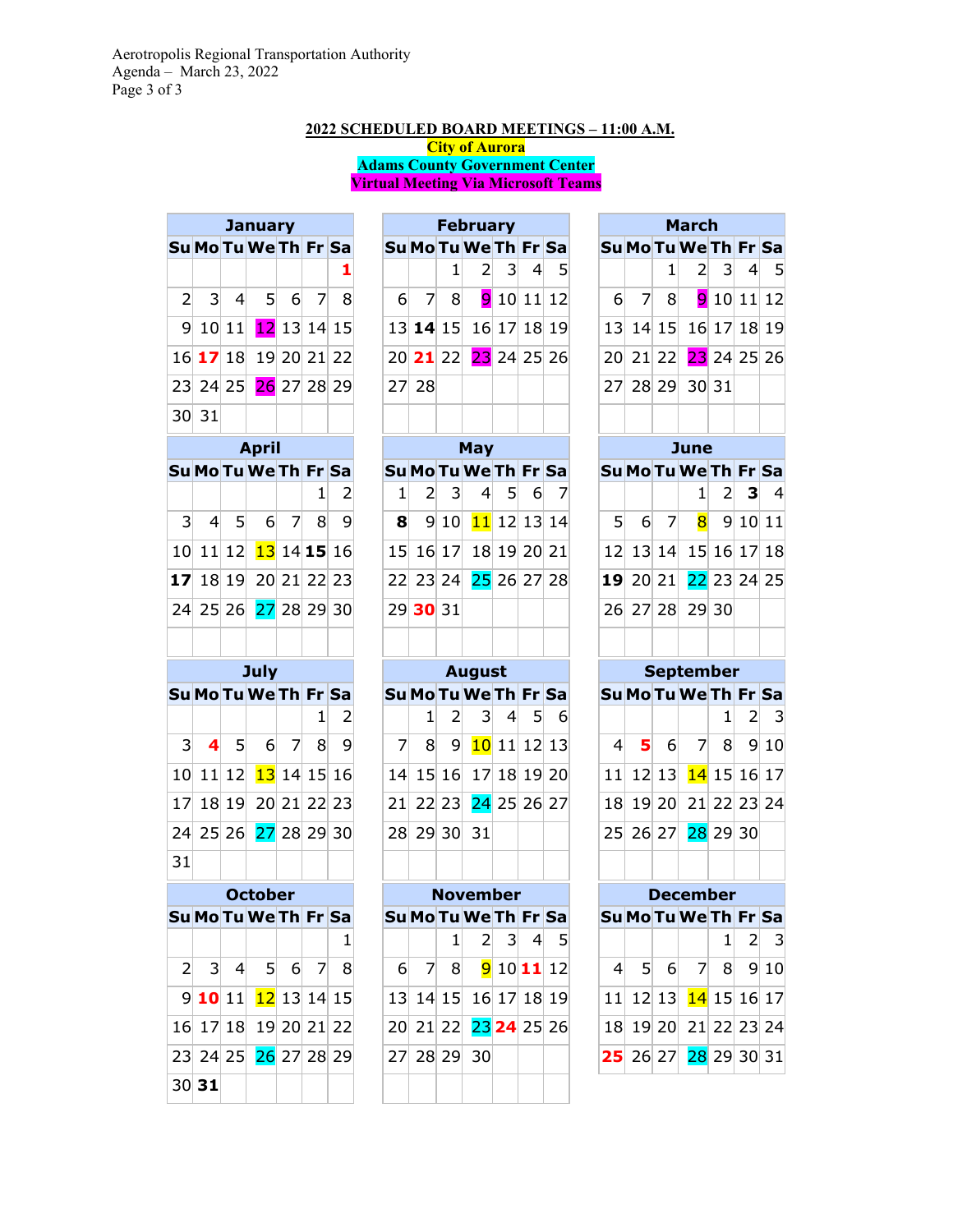## 2022 SCHEDULED BOARD MEETINGS – 11:00 A.M.

City of Aurora
Adams County Government Center
Virtual Meeting Via Microsoft Teams

**January**

| Su | Mo | Tu | We | Th | Fr | Sa |
|---|---|---|---|---|---|---|
| | | | | | | **1** |
| 2 | 3 | 4 | 5 | 6 | 7 | 8 |
| 9 | 10 | 11 | 12 | 13 | 14 | 15 |
| 16 | **17** | 18 | 19 | 20 | 21 | 22 |
| 23 | 24 | 25 | 26 | 27 | 28 | 29 |
| 30 | 31 | | | | | |

**February**

| Su | Mo | Tu | We | Th | Fr | Sa |
|---|---|---|---|---|---|---|
| | | 1 | 2 | 3 | 4 | 5 |
| 6 | 7 | 8 | 9 | 10 | 11 | 12 |
| 13 | **14** | 15 | 16 | 17 | 18 | 19 |
| 20 | **21** | 22 | 23 | 24 | 25 | 26 |
| 27 | 28 | | | | | |

**March**

| Su | Mo | Tu | We | Th | Fr | Sa |
|---|---|---|---|---|---|---|
| | | 1 | 2 | 3 | 4 | 5 |
| 6 | 7 | 8 | 9 | 10 | 11 | 12 |
| 13 | 14 | 15 | 16 | 17 | 18 | 19 |
| 20 | 21 | 22 | 23 | 24 | 25 | 26 |
| 27 | 28 | 29 | 30 | 31 | | |

**April**

| Su | Mo | Tu | We | Th | Fr | Sa |
|---|---|---|---|---|---|---|
| | | | | | 1 | 2 |
| 3 | 4 | 5 | 6 | 7 | 8 | 9 |
| 10 | 11 | 12 | 13 | 14 | **15** | 16 |
| **17** | 18 | 19 | 20 | 21 | 22 | 23 |
| 24 | 25 | 26 | 27 | 28 | 29 | 30 |

**May**

| Su | Mo | Tu | We | Th | Fr | Sa |
|---|---|---|---|---|---|---|
| 1 | 2 | 3 | 4 | 5 | 6 | 7 |
| **8** | 9 | 10 | 11 | 12 | 13 | 14 |
| 15 | 16 | 17 | 18 | 19 | 20 | 21 |
| 22 | 23 | 24 | 25 | 26 | 27 | 28 |
| 29 | **30** | 31 | | | | |

**June**

| Su | Mo | Tu | We | Th | Fr | Sa |
|---|---|---|---|---|---|---|
| | | | 1 | 2 | **3** | 4 |
| 5 | 6 | 7 | 8 | 9 | 10 | 11 |
| 12 | 13 | 14 | 15 | 16 | 17 | 18 |
| **19** | 20 | 21 | 22 | 23 | 24 | 25 |
| 26 | 27 | 28 | 29 | 30 | | |

**July**

| Su | Mo | Tu | We | Th | Fr | Sa |
|---|---|---|---|---|---|---|
| | | | | | 1 | 2 |
| 3 | **4** | 5 | 6 | 7 | 8 | 9 |
| 10 | 11 | 12 | 13 | 14 | 15 | 16 |
| 17 | 18 | 19 | 20 | 21 | 22 | 23 |
| 24 | 25 | 26 | 27 | 28 | 29 | 30 |
| 31 | | | | | | |

**August**

| Su | Mo | Tu | We | Th | Fr | Sa |
|---|---|---|---|---|---|---|
| | 1 | 2 | 3 | 4 | 5 | 6 |
| 7 | 8 | 9 | 10 | 11 | 12 | 13 |
| 14 | 15 | 16 | 17 | 18 | 19 | 20 |
| 21 | 22 | 23 | 24 | 25 | 26 | 27 |
| 28 | 29 | 30 | 31 | | | |

**September**

| Su | Mo | Tu | We | Th | Fr | Sa |
|---|---|---|---|---|---|---|
| | | | | 1 | 2 | 3 |
| 4 | **5** | 6 | 7 | 8 | 9 | 10 |
| 11 | 12 | 13 | 14 | 15 | 16 | 17 |
| 18 | 19 | 20 | 21 | 22 | 23 | 24 |
| 25 | 26 | 27 | 28 | 29 | 30 | |

**October**

| Su | Mo | Tu | We | Th | Fr | Sa |
|---|---|---|---|---|---|---|
| | | | | | | 1 |
| 2 | 3 | 4 | 5 | 6 | 7 | 8 |
| 9 | **10** | 11 | 12 | 13 | 14 | 15 |
| 16 | 17 | 18 | 19 | 20 | 21 | 22 |
| 23 | 24 | 25 | 26 | 27 | 28 | 29 |
| 30 | **31** | | | | | |

**November**

| Su | Mo | Tu | We | Th | Fr | Sa |
|---|---|---|---|---|---|---|
| | | 1 | 2 | 3 | 4 | 5 |
| 6 | 7 | 8 | 9 | 10 | **11** | 12 |
| 13 | 14 | 15 | 16 | 17 | 18 | 19 |
| 20 | 21 | 22 | 23 | **24** | 25 | 26 |
| 27 | 28 | 29 | 30 | | | |

**December**

| Su | Mo | Tu | We | Th | Fr | Sa |
|---|---|---|---|---|---|---|
| | | | | 1 | 2 | 3 |
| 4 | 5 | 6 | 7 | 8 | 9 | 10 |
| 11 | 12 | 13 | 14 | 15 | 16 | 17 |
| 18 | 19 | 20 | 21 | 22 | 23 | 24 |
| **25** | 26 | 27 | 28 | 29 | 30 | 31 |